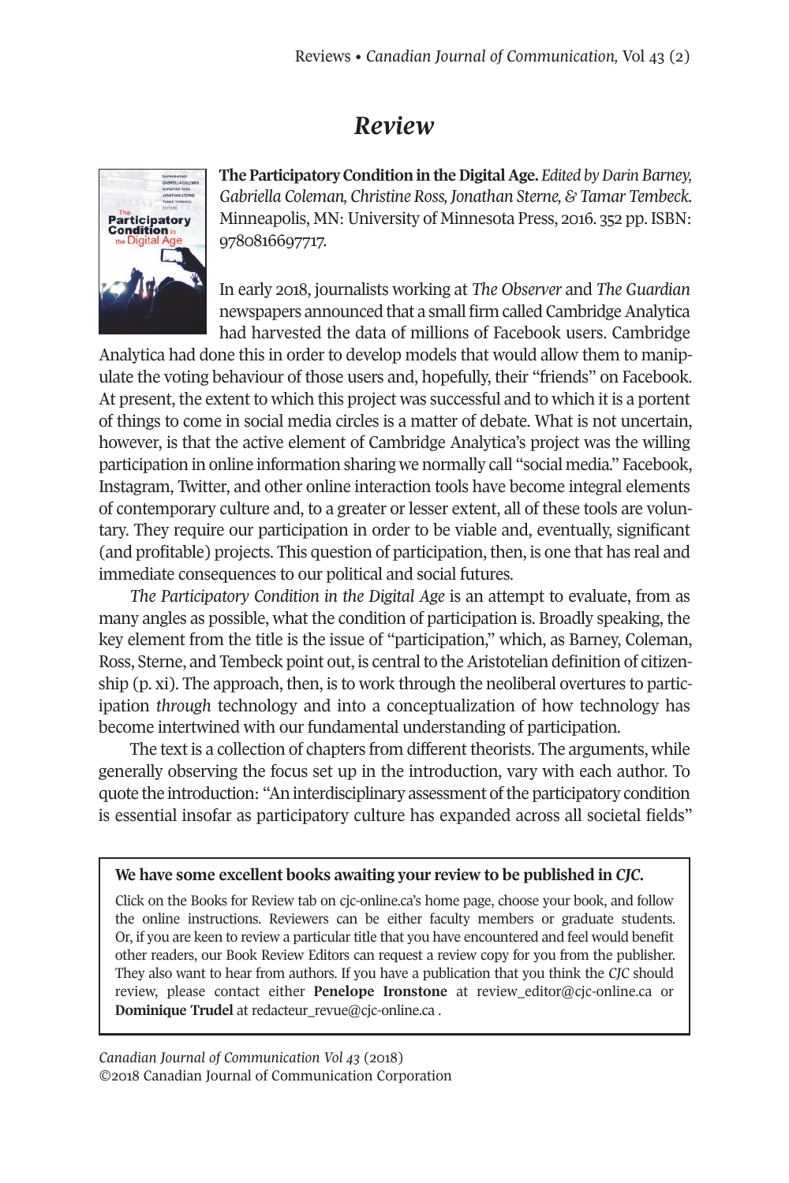# *Review*

**The Participatory Condition in the Digital Age.** *Edited by Darin Barney, Gabriella Coleman, Christine Ross, Jonathan Sterne, & Tamar Tembeck.* Minneapolis, MN: University of Minnesota Press, 2016. 352 pp. ISBN: 9780816697717.

In early 2018, journalists working at *The Observer* and *The Guardian* newspapers announced that a small firm called Cambridge Analytica had harvested the data of millions of Facebook users. Cambridge Analytica had done this in order to develop models that would allow them to manipulate the voting behaviour of those users and, hopefully, their "friends" on Facebook. At present, the extent to which this project was successful and to which it is a portent of things to come in social media circles is a matter of debate. What is not uncertain, however, is that the active element of Cambridge Analytica's project was the willing participation in online information sharing we normally call "social media." Facebook, Instagram, Twitter, and other online interaction tools have become integral elements of contemporary culture and, to a greater or lesser extent, all of these tools are voluntary. They require our participation in order to be viable and, eventually, significant (and profitable) projects. This question of participation, then, is one that has real and immediate consequences to our political and social futures.

*The Participatory Condition in the Digital Age* is an attempt to evaluate, from as many angles as possible, what the condition of participation is. Broadly speaking, the key element from the title is the issue of "participation," which, as Barney, Coleman, Ross, Sterne, and Tembeck point out, is central to the Aristotelian definition of citizenship (p. xi). The approach, then, is to work through the neoliberal overtures to participation *through* technology and into a conceptualization of how technology has become intertwined with our fundamental understanding of participation.

The text is a collection of chapters from different theorists. The arguments, while generally observing the focus set up in the introduction, vary with each author. To quote the introduction: "An interdisciplinary assessment of the participatory condition is essential insofar as participatory culture has expanded across all societal fields"

---

**We have some excellent books awaiting your review to be published in *CJC*.**

Click on the Books for Review tab on cjc-online.ca's home page, choose your book, and follow the online instructions. Reviewers can be either faculty members or graduate students. Or, if you are keen to review a particular title that you have encountered and feel would benefit other readers, our Book Review Editors can request a review copy for you from the publisher. They also want to hear from authors. If you have a publication that you think the *CJC* should review, please contact either **Penelope Ironstone** at review_editor@cjc-online.ca or **Dominique Trudel** at redacteur_revue@cjc-online.ca .

---

*Canadian Journal of Communication Vol 43* (2018)
©2018 Canadian Journal of Communication Corporation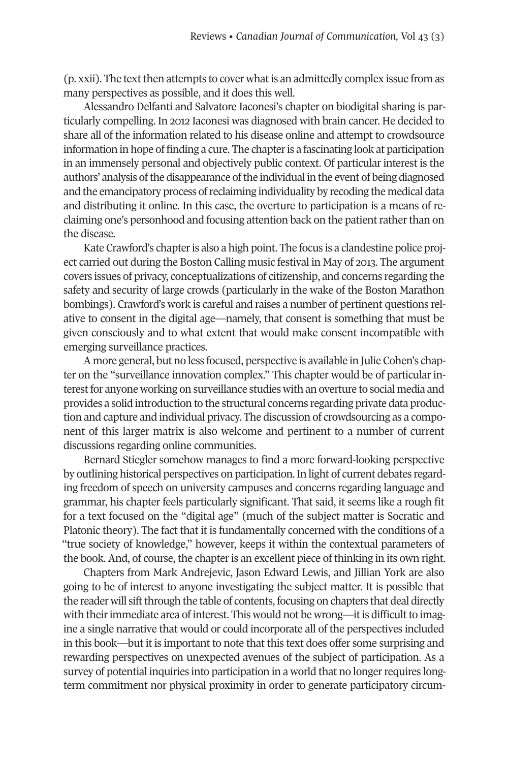(p. xxii). The text then attempts to cover what is an admittedly complex issue from as many perspectives as possible, and it does this well.

Alessandro Delfanti and Salvatore Iaconesi's chapter on biodigital sharing is particularly compelling. In 2012 Iaconesi was diagnosed with brain cancer. He decided to share all of the information related to his disease online and attempt to crowdsource information in hope of finding a cure. The chapter is a fascinating look at participation in an immensely personal and objectively public context. Of particular interest is the authors' analysis of the disappearance of the individual in the event of being diagnosed and the emancipatory process of reclaiming individuality by recoding the medical data and distributing it online. In this case, the overture to participation is a means of reclaiming one's personhood and focusing attention back on the patient rather than on the disease.

Kate Crawford's chapter is also a high point. The focus is a clandestine police project carried out during the Boston Calling music festival in May of 2013. The argument covers issues of privacy, conceptualizations of citizenship, and concerns regarding the safety and security of large crowds (particularly in the wake of the Boston Marathon bombings). Crawford's work is careful and raises a number of pertinent questions relative to consent in the digital age—namely, that consent is something that must be given consciously and to what extent that would make consent incompatible with emerging surveillance practices.

A more general, but no less focused, perspective is available in Julie Cohen's chapter on the "surveillance innovation complex." This chapter would be of particular interest for anyone working on surveillance studies with an overture to social media and provides a solid introduction to the structural concerns regarding private data production and capture and individual privacy. The discussion of crowdsourcing as a component of this larger matrix is also welcome and pertinent to a number of current discussions regarding online communities.

Bernard Stiegler somehow manages to find a more forward-looking perspective by outlining historical perspectives on participation. In light of current debates regarding freedom of speech on university campuses and concerns regarding language and grammar, his chapter feels particularly significant. That said, it seems like a rough fit for a text focused on the "digital age" (much of the subject matter is Socratic and Platonic theory). The fact that it is fundamentally concerned with the conditions of a "true society of knowledge," however, keeps it within the contextual parameters of the book. And, of course, the chapter is an excellent piece of thinking in its own right.

Chapters from Mark Andrejevic, Jason Edward Lewis, and Jillian York are also going to be of interest to anyone investigating the subject matter. It is possible that the reader will sift through the table of contents, focusing on chapters that deal directly with their immediate area of interest. This would not be wrong—it is difficult to imagine a single narrative that would or could incorporate all of the perspectives included in this book—but it is important to note that this text does offer some surprising and rewarding perspectives on unexpected avenues of the subject of participation. As a survey of potential inquiries into participation in a world that no longer requires long-term commitment nor physical proximity in order to generate participatory circum-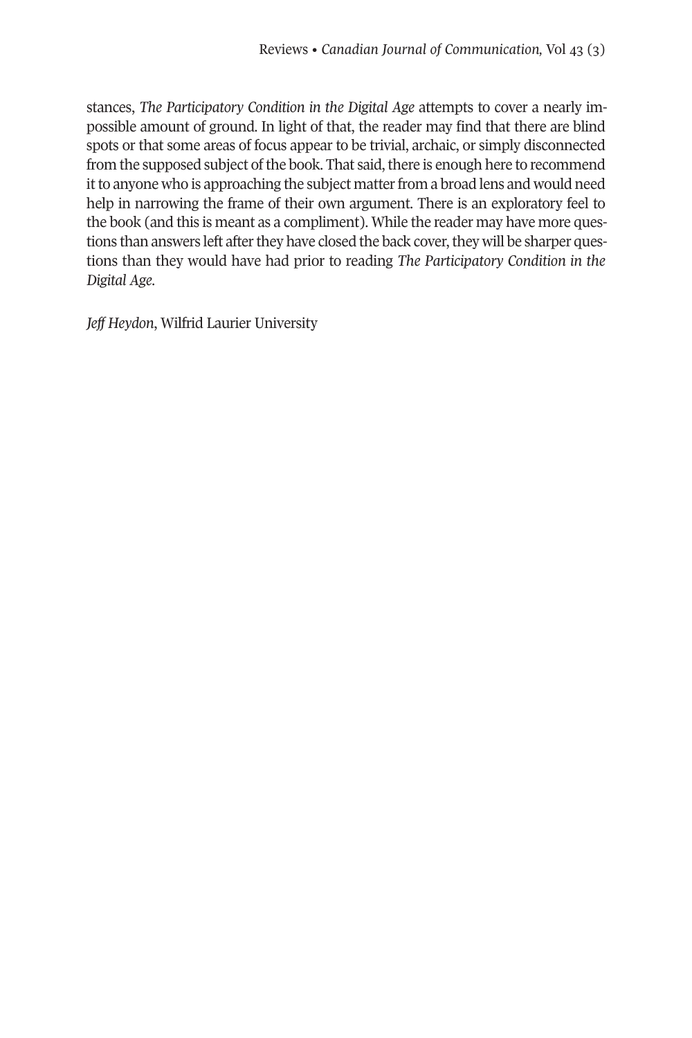stances, *The Participatory Condition in the Digital Age* attempts to cover a nearly impossible amount of ground. In light of that, the reader may find that there are blind spots or that some areas of focus appear to be trivial, archaic, or simply disconnected from the supposed subject of the book. That said, there is enough here to recommend it to anyone who is approaching the subject matter from a broad lens and would need help in narrowing the frame of their own argument. There is an exploratory feel to the book (and this is meant as a compliment). While the reader may have more questions than answers left after they have closed the back cover, they will be sharper questions than they would have had prior to reading *The Participatory Condition in the Digital Age.*

*Jeff Heydon*, Wilfrid Laurier University